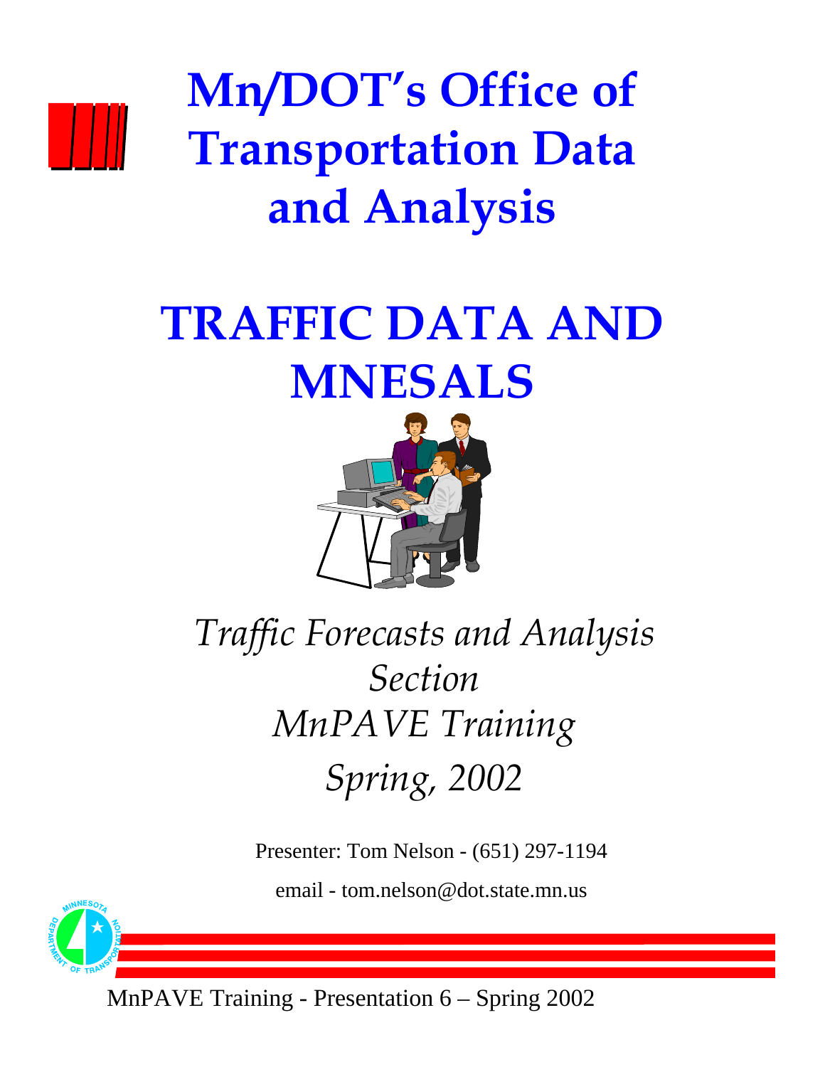# Mn/DOT's Office of Transportation Data and Analysis

# TRAFFIC DATA AND MNESALS

*Traffic Forecasts and Analysis Section*

*MnPAVE Training*

*Spring, 2002*

Presenter: Tom Nelson - (651) 297-1194

email - tom.nelson@dot.state.mn.us

MnPAVE Training - Presentation 6 – Spring 2002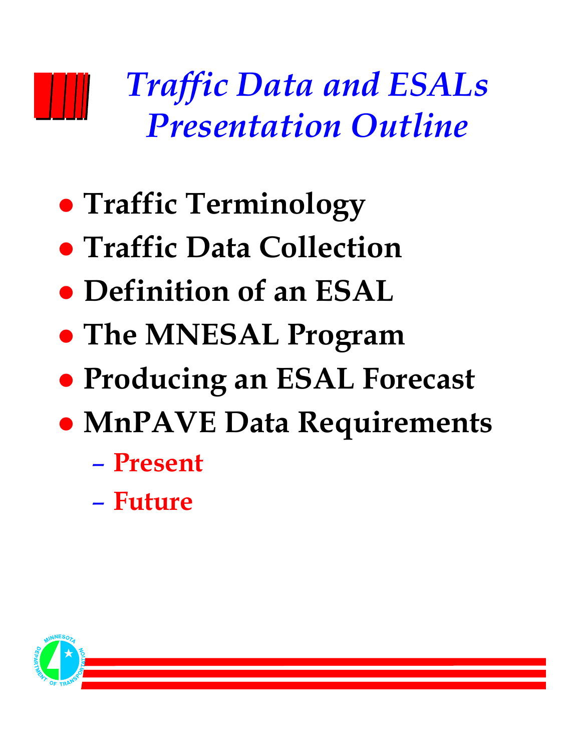# *Traffic Data and ESALs Presentation Outline*

- **Traffic Terminology**
- **Traffic Data Collection**
- **Definition of an ESAL**
- **The MNESAL Program**
- **Producing an ESAL Forecast**
- **MnPAVE Data Requirements**
  - **Present**
  - **Future**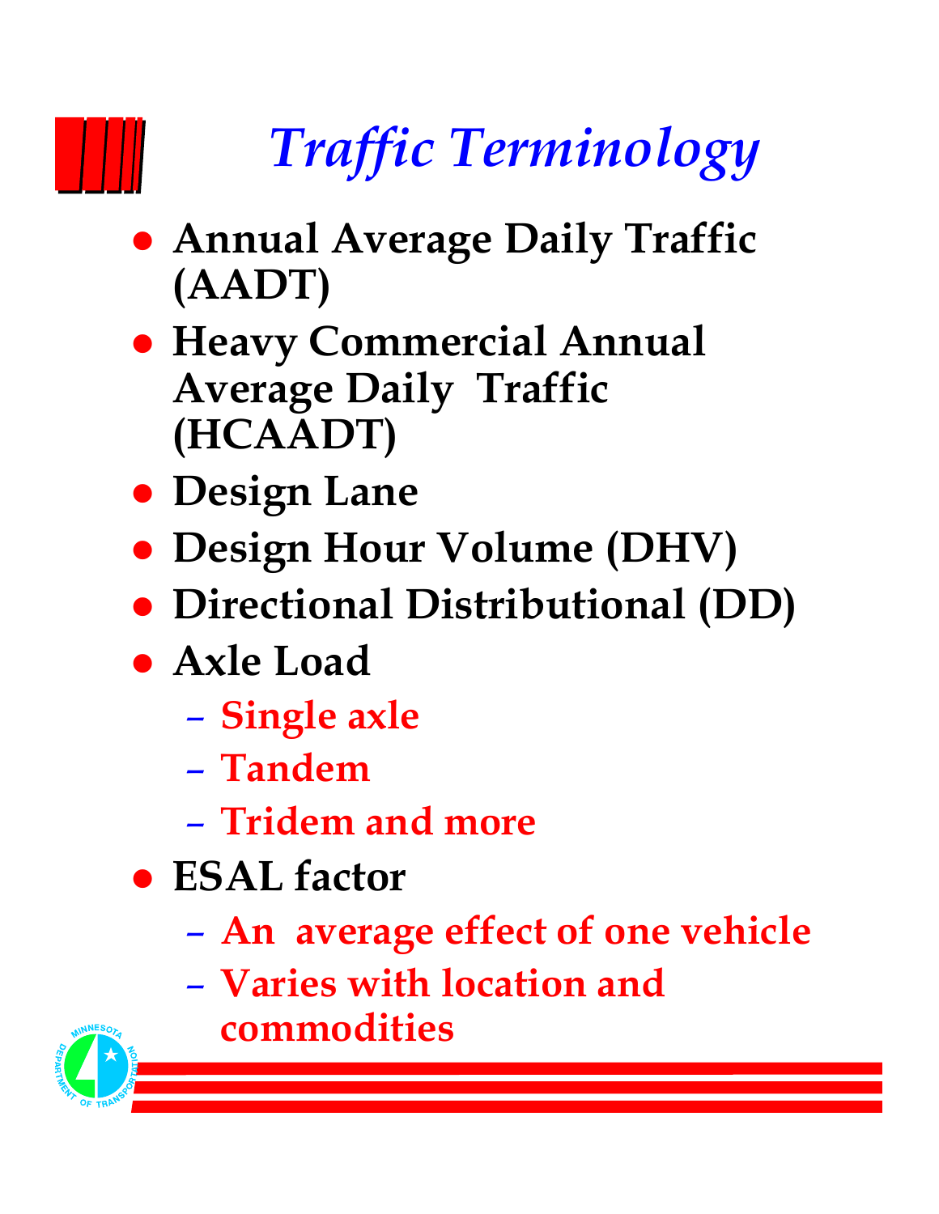# *Traffic Terminology*

- **Annual Average Daily Traffic (AADT)**
- **Heavy Commercial Annual Average Daily Traffic (HCAADT)**
- **Design Lane**
- **Design Hour Volume (DHV)**
- **Directional Distributional (DD)**
- **Axle Load**
  - **Single axle**
  - **Tandem**
  - **Tridem and more**
- **ESAL factor**
  - **An average effect of one vehicle**
  - **Varies with location and commodities**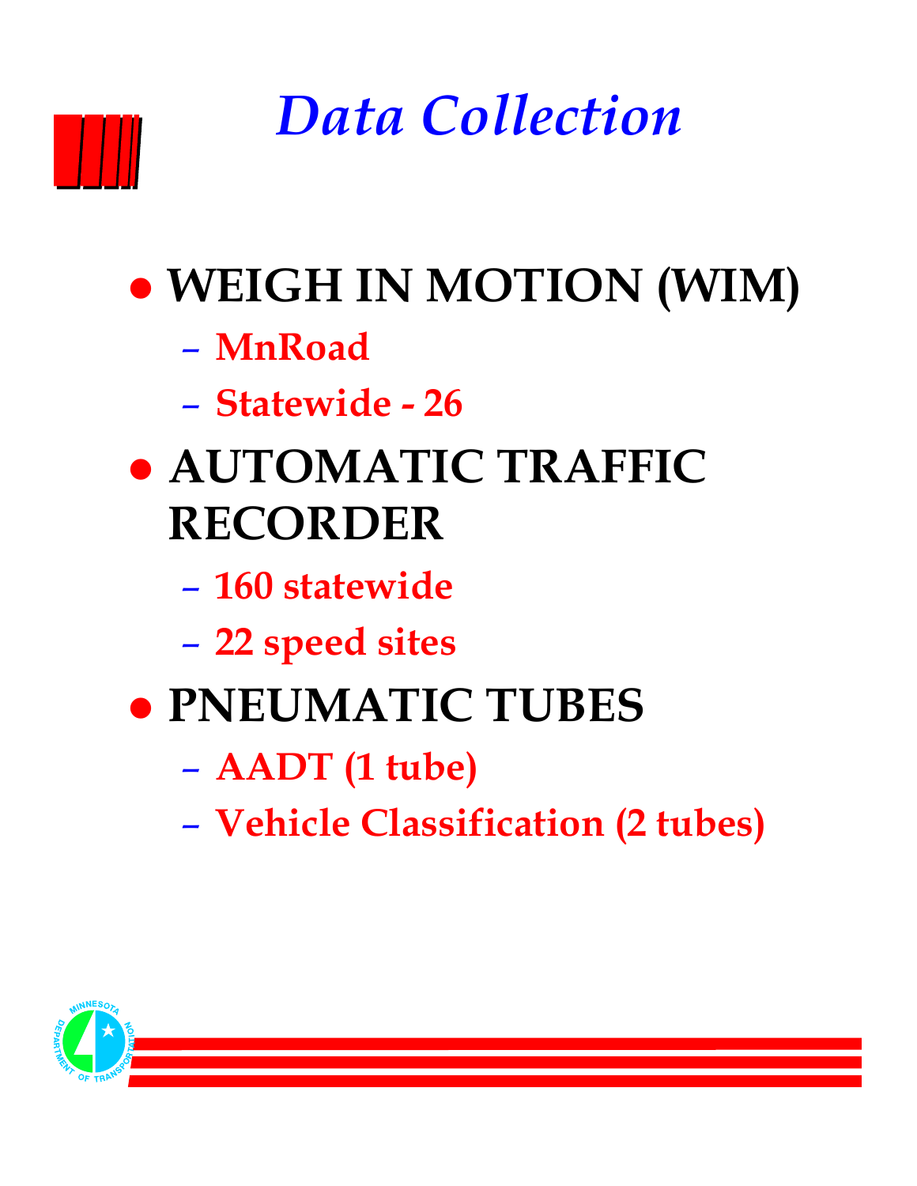# *Data Collection*

- **WEIGH IN MOTION (WIM)**
  - **MnRoad**
  - **Statewide - 26**
- **AUTOMATIC TRAFFIC RECORDER**
  - **160 statewide**
  - **22 speed sites**
- **PNEUMATIC TUBES**
  - **AADT (1 tube)**
  - **Vehicle Classification (2 tubes)**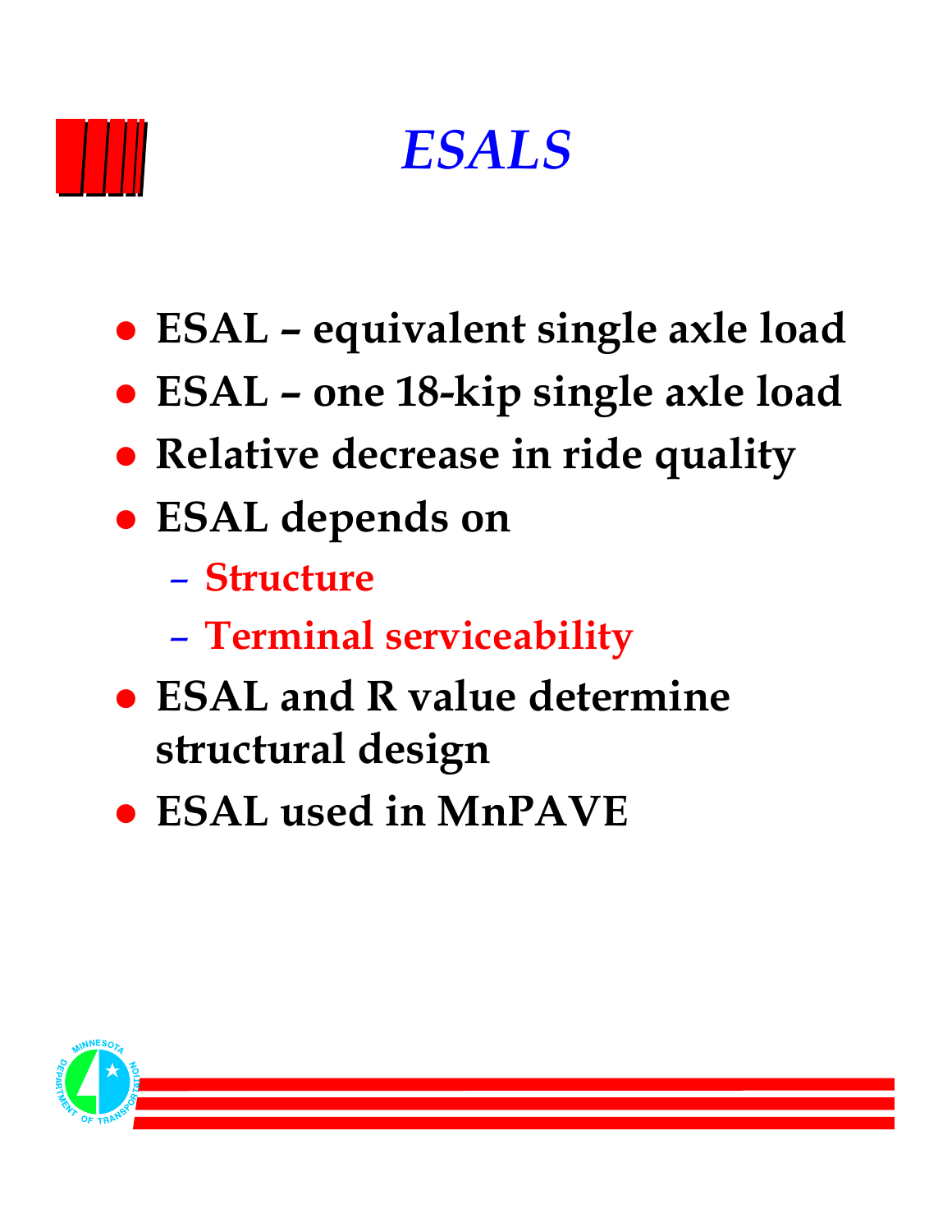# *ESALS*

- **ESAL – equivalent single axle load**
- **ESAL – one 18-kip single axle load**
- **Relative decrease in ride quality**
- **ESAL depends on**
  - **Structure**
  - **Terminal serviceability**
- **ESAL and R value determine structural design**
- **ESAL used in MnPAVE**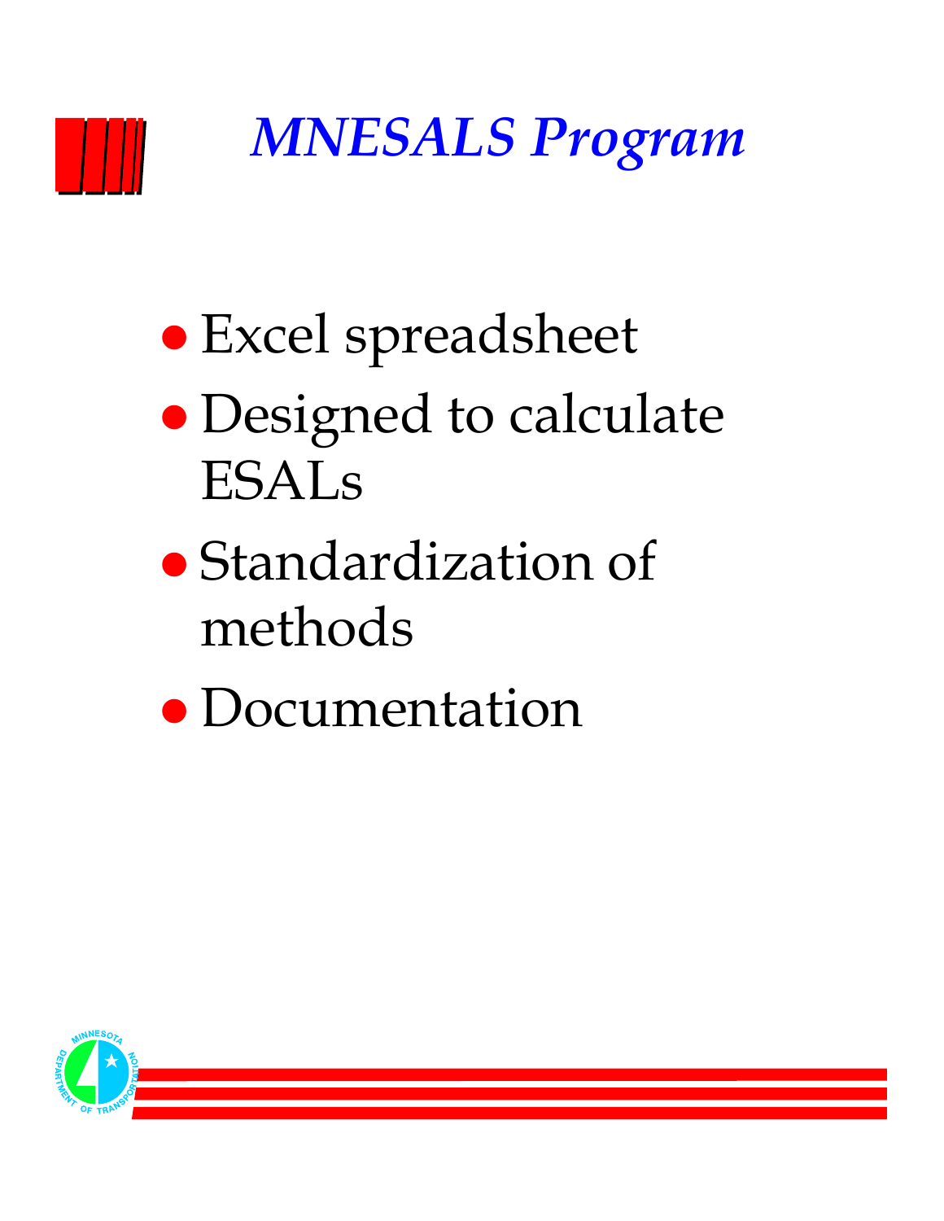# *MNESALS Program*

- Excel spreadsheet
- Designed to calculate ESALs
- Standardization of methods
- Documentation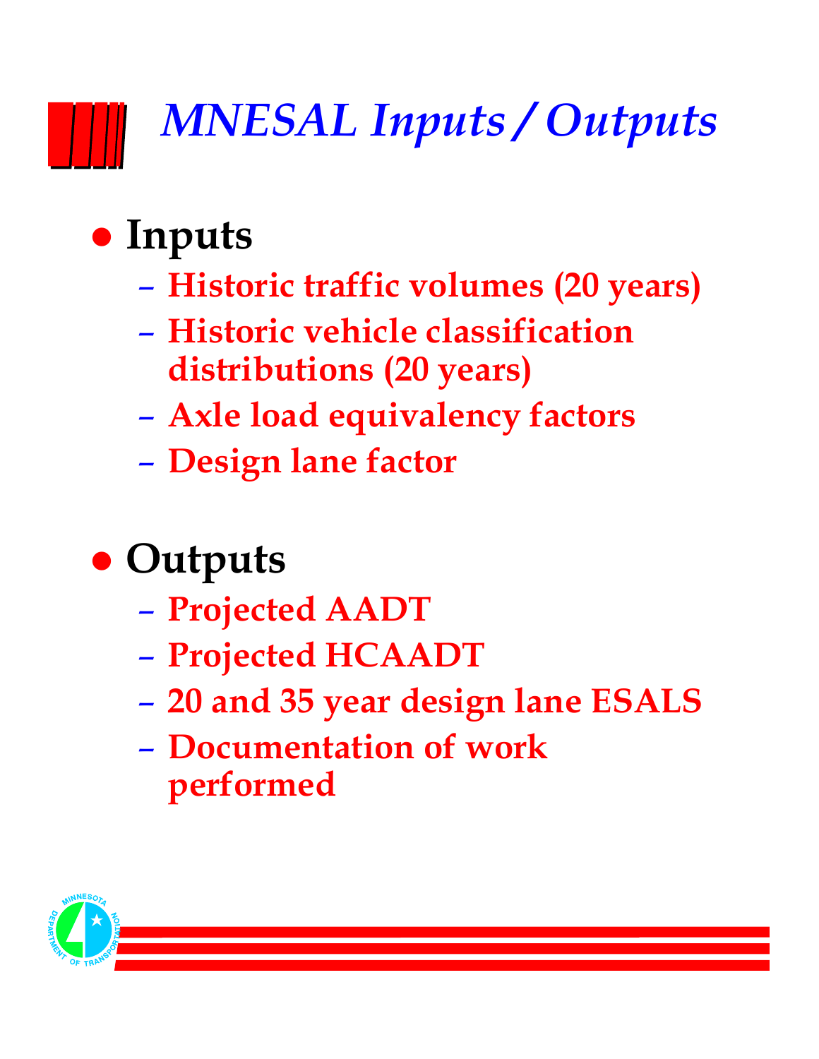# *MNESAL Inputs / Outputs*

- **Inputs**
  - **Historic traffic volumes (20 years)**
  - **Historic vehicle classification distributions (20 years)**
  - **Axle load equivalency factors**
  - **Design lane factor**

- **Outputs**
  - **Projected AADT**
  - **Projected HCAADT**
  - **20 and 35 year design lane ESALS**
  - **Documentation of work performed**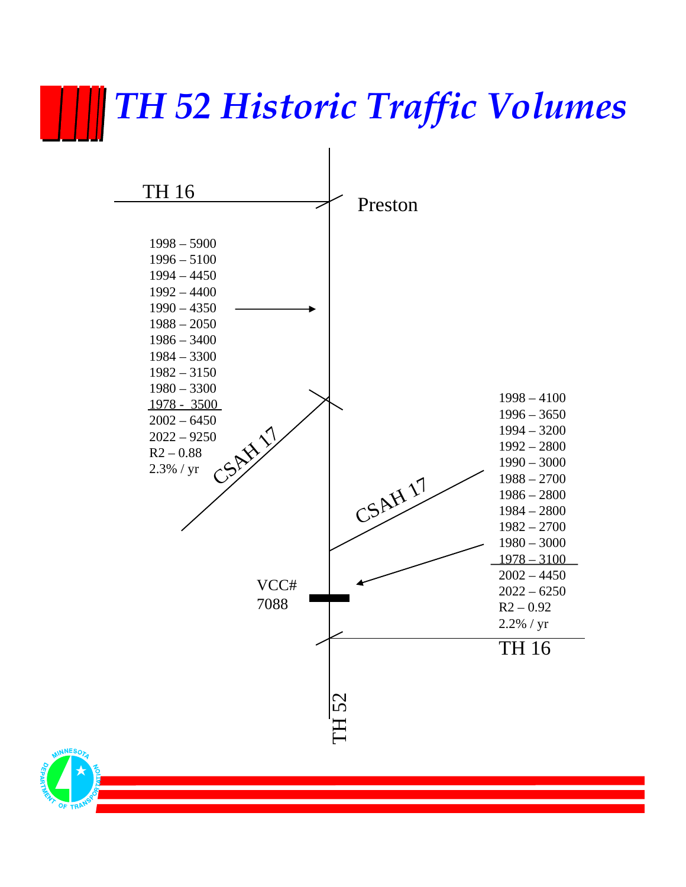# TH 52 Historic Traffic Volumes

TH 16

Preston

1998 – 5900
1996 – 5100
1994 – 4450
1992 – 4400
1990 – 4350
1988 – 2050
1986 – 3400
1984 – 3300
1982 – 3150
1980 – 3300
1978 - 3500
2002 – 6450
2022 – 9250
R2 – 0.88
2.3% / yr

CSAH 17

CSAH 17

1998 – 4100
1996 – 3650
1994 – 3200
1992 – 2800
1990 – 3000
1988 – 2700
1986 – 2800
1984 – 2800
1982 – 2700
1980 – 3000
1978 – 3100
2002 – 4450
2022 – 6250
R2 – 0.92
2.2% / yr

VCC#
7088

TH 16

TH 52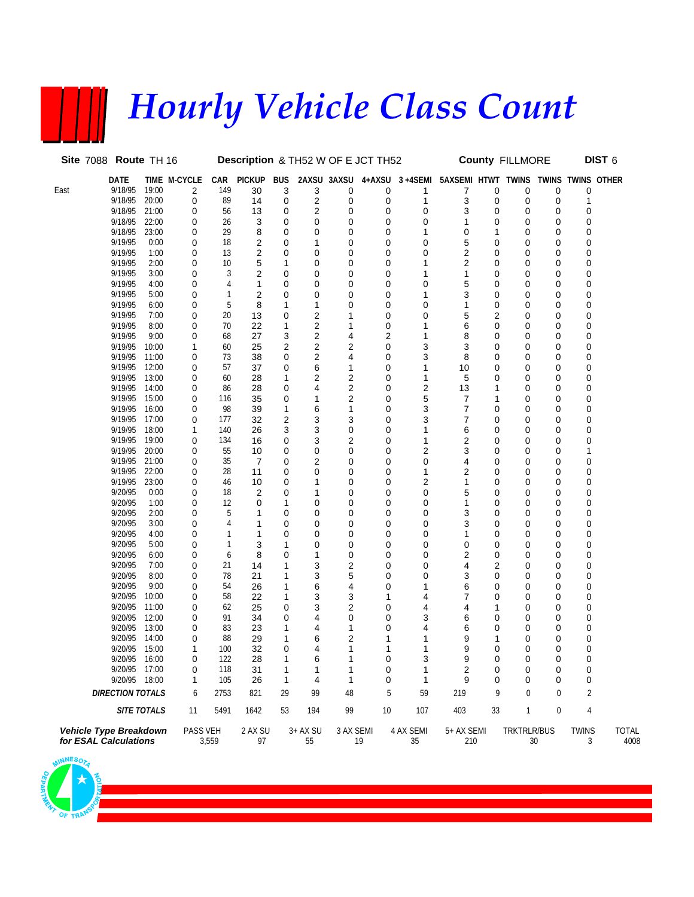# Hourly Vehicle Class Count

**Site** 7088 **Route** TH 16 **Description** & TH52 W OF E JCT TH52 **County** FILLMORE **DIST** 6

| | DATE | TIME | M-CYCLE | CAR | PICKUP | BUS | 2AXSU | 3AXSU | 4+AXSU | 3+4SEMI | 5AXSEMI | HTWT | TWINS | TWINS | TWINS | OTHER |
|---|---|---|---|---|---|---|---|---|---|---|---|---|---|---|---|---|
| East | 9/18/95 | 19:00 | 2 | 149 | 30 | 3 | 3 | 0 | 0 | 1 | 7 | 0 | 0 | 0 | 0 | |
| | 9/18/95 | 20:00 | 0 | 89 | 14 | 0 | 2 | 0 | 0 | 1 | 3 | 0 | 0 | 0 | 1 | |
| | 9/18/95 | 21:00 | 0 | 56 | 13 | 0 | 2 | 0 | 0 | 0 | 3 | 0 | 0 | 0 | 0 | |
| | 9/18/95 | 22:00 | 0 | 26 | 3 | 0 | 0 | 0 | 0 | 0 | 1 | 0 | 0 | 0 | 0 | |
| | 9/18/95 | 23:00 | 0 | 29 | 8 | 0 | 0 | 0 | 0 | 1 | 0 | 1 | 0 | 0 | 0 | |
| | 9/19/95 | 0:00 | 0 | 18 | 2 | 0 | 1 | 0 | 0 | 0 | 5 | 0 | 0 | 0 | 0 | |
| | 9/19/95 | 1:00 | 0 | 13 | 2 | 0 | 0 | 0 | 0 | 0 | 2 | 0 | 0 | 0 | 0 | |
| | 9/19/95 | 2:00 | 0 | 10 | 5 | 1 | 0 | 0 | 0 | 1 | 2 | 0 | 0 | 0 | 0 | |
| | 9/19/95 | 3:00 | 0 | 3 | 2 | 0 | 0 | 0 | 0 | 1 | 1 | 0 | 0 | 0 | 0 | |
| | 9/19/95 | 4:00 | 0 | 4 | 1 | 0 | 0 | 0 | 0 | 0 | 5 | 0 | 0 | 0 | 0 | |
| | 9/19/95 | 5:00 | 0 | 1 | 2 | 0 | 0 | 0 | 0 | 1 | 3 | 0 | 0 | 0 | 0 | |
| | 9/19/95 | 6:00 | 0 | 5 | 8 | 1 | 1 | 0 | 0 | 0 | 1 | 0 | 0 | 0 | 0 | |
| | 9/19/95 | 7:00 | 0 | 20 | 13 | 0 | 2 | 1 | 0 | 0 | 5 | 2 | 0 | 0 | 0 | |
| | 9/19/95 | 8:00 | 0 | 70 | 22 | 1 | 2 | 1 | 0 | 1 | 6 | 0 | 0 | 0 | 0 | |
| | 9/19/95 | 9:00 | 0 | 68 | 27 | 3 | 2 | 4 | 2 | 1 | 8 | 0 | 0 | 0 | 0 | |
| | 9/19/95 | 10:00 | 1 | 60 | 25 | 2 | 2 | 2 | 0 | 3 | 3 | 0 | 0 | 0 | 0 | |
| | 9/19/95 | 11:00 | 0 | 73 | 38 | 0 | 2 | 4 | 0 | 3 | 8 | 0 | 0 | 0 | 0 | |
| | 9/19/95 | 12:00 | 0 | 57 | 37 | 0 | 6 | 1 | 0 | 1 | 10 | 0 | 0 | 0 | 0 | |
| | 9/19/95 | 13:00 | 0 | 60 | 28 | 1 | 2 | 2 | 0 | 1 | 5 | 0 | 0 | 0 | 0 | |
| | 9/19/95 | 14:00 | 0 | 86 | 28 | 0 | 4 | 2 | 0 | 2 | 13 | 1 | 0 | 0 | 0 | |
| | 9/19/95 | 15:00 | 0 | 116 | 35 | 0 | 1 | 2 | 0 | 5 | 7 | 1 | 0 | 0 | 0 | |
| | 9/19/95 | 16:00 | 0 | 98 | 39 | 1 | 6 | 1 | 0 | 3 | 7 | 0 | 0 | 0 | 0 | |
| | 9/19/95 | 17:00 | 0 | 177 | 32 | 2 | 3 | 3 | 0 | 3 | 7 | 0 | 0 | 0 | 0 | |
| | 9/19/95 | 18:00 | 1 | 140 | 26 | 3 | 3 | 0 | 0 | 1 | 6 | 0 | 0 | 0 | 0 | |
| | 9/19/95 | 19:00 | 0 | 134 | 16 | 0 | 3 | 2 | 0 | 1 | 2 | 0 | 0 | 0 | 0 | |
| | 9/19/95 | 20:00 | 0 | 55 | 10 | 0 | 0 | 0 | 0 | 2 | 3 | 0 | 0 | 0 | 1 | |
| | 9/19/95 | 21:00 | 0 | 35 | 7 | 0 | 2 | 0 | 0 | 0 | 4 | 0 | 0 | 0 | 0 | |
| | 9/19/95 | 22:00 | 0 | 28 | 11 | 0 | 0 | 0 | 0 | 1 | 2 | 0 | 0 | 0 | 0 | |
| | 9/19/95 | 23:00 | 0 | 46 | 10 | 0 | 1 | 0 | 0 | 2 | 1 | 0 | 0 | 0 | 0 | |
| | 9/20/95 | 0:00 | 0 | 18 | 2 | 0 | 1 | 0 | 0 | 0 | 5 | 0 | 0 | 0 | 0 | |
| | 9/20/95 | 1:00 | 0 | 12 | 0 | 1 | 0 | 0 | 0 | 0 | 1 | 0 | 0 | 0 | 0 | |
| | 9/20/95 | 2:00 | 0 | 5 | 1 | 0 | 0 | 0 | 0 | 0 | 3 | 0 | 0 | 0 | 0 | |
| | 9/20/95 | 3:00 | 0 | 4 | 1 | 0 | 0 | 0 | 0 | 0 | 3 | 0 | 0 | 0 | 0 | |
| | 9/20/95 | 4:00 | 0 | 1 | 1 | 0 | 0 | 0 | 0 | 0 | 1 | 0 | 0 | 0 | 0 | |
| | 9/20/95 | 5:00 | 0 | 1 | 3 | 1 | 0 | 0 | 0 | 0 | 0 | 0 | 0 | 0 | 0 | |
| | 9/20/95 | 6:00 | 0 | 6 | 8 | 0 | 1 | 0 | 0 | 0 | 2 | 0 | 0 | 0 | 0 | |
| | 9/20/95 | 7:00 | 0 | 21 | 14 | 1 | 3 | 2 | 0 | 0 | 4 | 2 | 0 | 0 | 0 | |
| | 9/20/95 | 8:00 | 0 | 78 | 21 | 1 | 3 | 5 | 0 | 0 | 3 | 0 | 0 | 0 | 0 | |
| | 9/20/95 | 9:00 | 0 | 54 | 26 | 1 | 6 | 4 | 0 | 1 | 6 | 0 | 0 | 0 | 0 | |
| | 9/20/95 | 10:00 | 0 | 58 | 22 | 1 | 3 | 3 | 1 | 4 | 7 | 0 | 0 | 0 | 0 | |
| | 9/20/95 | 11:00 | 0 | 62 | 25 | 0 | 3 | 2 | 0 | 4 | 4 | 1 | 0 | 0 | 0 | |
| | 9/20/95 | 12:00 | 0 | 91 | 34 | 0 | 4 | 0 | 0 | 3 | 6 | 0 | 0 | 0 | 0 | |
| | 9/20/95 | 13:00 | 0 | 83 | 23 | 1 | 4 | 1 | 0 | 4 | 6 | 0 | 0 | 0 | 0 | |
| | 9/20/95 | 14:00 | 0 | 88 | 29 | 1 | 6 | 2 | 1 | 1 | 9 | 1 | 0 | 0 | 0 | |
| | 9/20/95 | 15:00 | 1 | 100 | 32 | 0 | 4 | 1 | 1 | 1 | 9 | 0 | 0 | 0 | 0 | |
| | 9/20/95 | 16:00 | 0 | 122 | 28 | 1 | 6 | 1 | 0 | 3 | 9 | 0 | 0 | 0 | 0 | |
| | 9/20/95 | 17:00 | 0 | 118 | 31 | 1 | 1 | 1 | 0 | 1 | 2 | 0 | 0 | 0 | 0 | |
| | 9/20/95 | 18:00 | 1 | 105 | 26 | 1 | 4 | 1 | 0 | 1 | 9 | 0 | 0 | 0 | 0 | |
| | ***DIRECTION TOTALS*** | | 6 | 2753 | 821 | 29 | 99 | 48 | 5 | 59 | 219 | 9 | 0 | 0 | 2 | |
| | ***SITE TOTALS*** | | 11 | 5491 | 1642 | 53 | 194 | 99 | 10 | 107 | 403 | 33 | 1 | 0 | 4 | |

| ***Vehicle Type Breakdown for ESAL Calculations*** | PASS VEH | 2 AX SU | 3+ AX SU | 3 AX SEMI | 4 AX SEMI | 5+ AX SEMI | TRKTRLR/BUS | TWINS | TOTAL |
|---|---|---|---|---|---|---|---|---|---|
| | 3,559 | 97 | 55 | 19 | 35 | 210 | 30 | 3 | 4008 |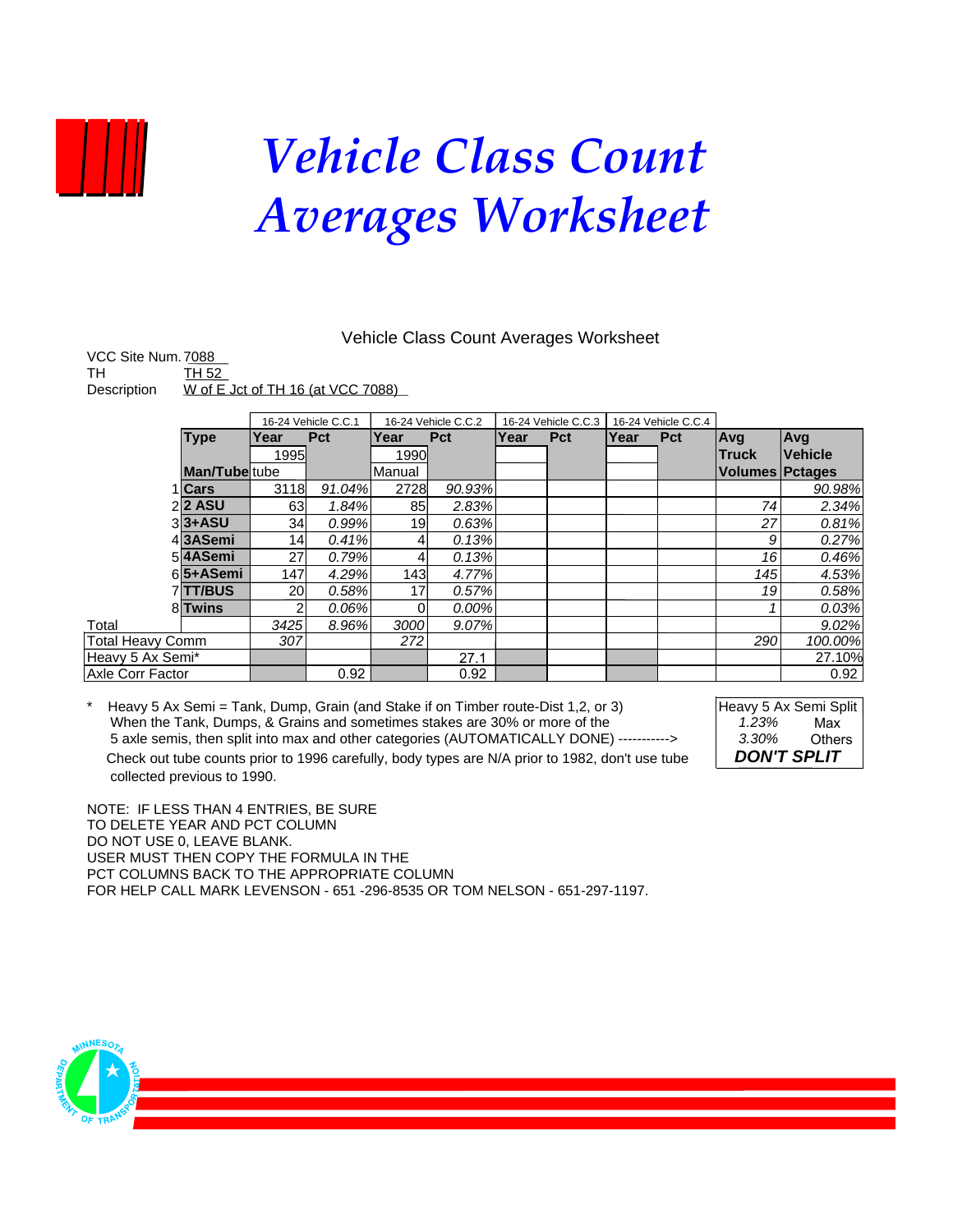# Vehicle Class Count Averages Worksheet

Vehicle Class Count Averages Worksheet

VCC Site Num. 7088
TH TH 52
Description W of E Jct of TH 16 (at VCC 7088)

| | Type | 16-24 Vehicle C.C.1 Year | Pct | 16-24 Vehicle C.C.2 Year | Pct | 16-24 Vehicle C.C.3 Year | Pct | 16-24 Vehicle C.C.4 Year | Pct | Avg Truck Volumes | Avg Vehicle Pctages |
|---|---|---|---|---|---|---|---|---|---|---|---|
| | | 1995 | | 1990 | | | | | | | |
| | Man/Tube | tube | | Manual | | | | | | | |
| 1 | Cars | 3118 | *91.04%* | 2728 | *90.93%* | | | | | | *90.98%* |
| 2 | 2 ASU | 63 | *1.84%* | 85 | *2.83%* | | | | | *74* | *2.34%* |
| 3 | 3+ASU | 34 | *0.99%* | 19 | *0.63%* | | | | | *27* | *0.81%* |
| 4 | 3ASemi | 14 | *0.41%* | 4 | *0.13%* | | | | | *9* | *0.27%* |
| 5 | 4ASemi | 27 | *0.79%* | 4 | *0.13%* | | | | | *16* | *0.46%* |
| 6 | 5+ASemi | 147 | *4.29%* | 143 | *4.77%* | | | | | *145* | *4.53%* |
| 7 | TT/BUS | 20 | *0.58%* | 17 | *0.57%* | | | | | *19* | *0.58%* |
| 8 | Twins | 2 | *0.06%* | 0 | *0.00%* | | | | | *1* | *0.03%* |
| Total | | *3425* | *8.96%* | *3000* | *9.07%* | | | | | | *9.02%* |
| Total Heavy Comm | | *307* | | *272* | | | | | | *290* | *100.00%* |
| Heavy 5 Ax Semi* | | | | | 27.1 | | | | | | 27.10% |
| Axle Corr Factor | | | 0.92 | | 0.92 | | | | | | 0.92 |

\* Heavy 5 Ax Semi = Tank, Dump, Grain (and Stake if on Timber route-Dist 1,2, or 3)
When the Tank, Dumps, & Grains and sometimes stakes are 30% or more of the
5 axle semis, then split into max and other categories (AUTOMATICALLY DONE) ----------->
Check out tube counts prior to 1996 carefully, body types are N/A prior to 1982, don't use tube
collected previous to 1990.

| Heavy 5 Ax Semi Split | |
|---|---|
| *1.23%* | Max |
| *3.30%* | Others |
| ***DON'T SPLIT*** | |

NOTE: IF LESS THAN 4 ENTRIES, BE SURE
TO DELETE YEAR AND PCT COLUMN
DO NOT USE 0, LEAVE BLANK.
USER MUST THEN COPY THE FORMULA IN THE
PCT COLUMNS BACK TO THE APPROPRIATE COLUMN
FOR HELP CALL MARK LEVENSON - 651 -296-8535 OR TOM NELSON - 651-297-1197.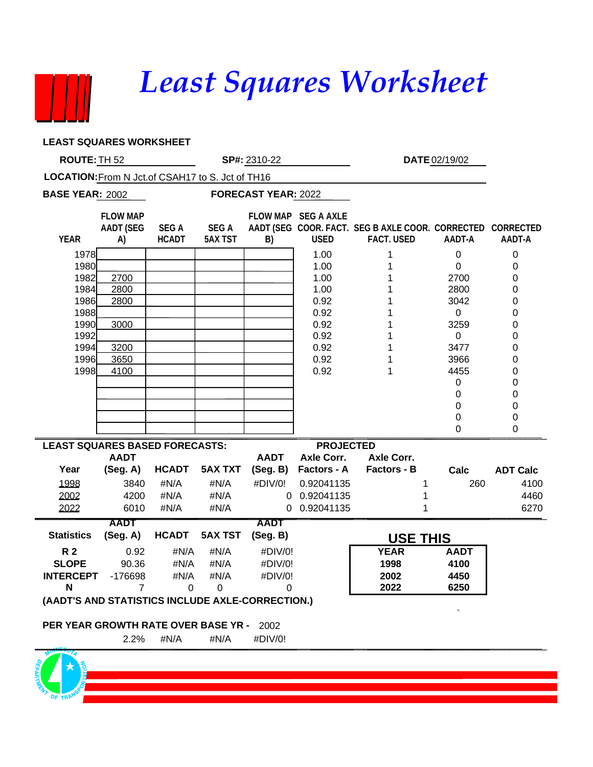# Least Squares Worksheet

**LEAST SQUARES WORKSHEET**

**ROUTE:** TH 52 **SP#:** 2310-22 **DATE** 02/19/02

**LOCATION:** From N Jct.of CSAH17 to S. Jct of TH16

**BASE YEAR:** 2002 **FORECAST YEAR:** 2022

| YEAR | FLOW MAP AADT (SEG A) | SEG A HCADT | SEG A 5AX TST | FLOW MAP AADT (SEG B) | SEG A AXLE COOR. FACT. USED | SEG B AXLE COOR. FACT. USED | CORRECTED AADT-A | CORRECTED AADT-A |
|---|---|---|---|---|---|---|---|---|
| 1978 | | | | | 1.00 | 1 | 0 | 0 |
| 1980 | | | | | 1.00 | 1 | 0 | 0 |
| 1982 | 2700 | | | | 1.00 | 1 | 2700 | 0 |
| 1984 | 2800 | | | | 1.00 | 1 | 2800 | 0 |
| 1986 | 2800 | | | | 0.92 | 1 | 3042 | 0 |
| 1988 | | | | | 0.92 | 1 | 0 | 0 |
| 1990 | 3000 | | | | 0.92 | 1 | 3259 | 0 |
| 1992 | | | | | 0.92 | 1 | 0 | 0 |
| 1994 | 3200 | | | | 0.92 | 1 | 3477 | 0 |
| 1996 | 3650 | | | | 0.92 | 1 | 3966 | 0 |
| 1998 | 4100 | | | | 0.92 | 1 | 4455 | 0 |
| | | | | | | | 0 | 0 |
| | | | | | | | 0 | 0 |
| | | | | | | | 0 | 0 |
| | | | | | | | 0 | 0 |
| | | | | | | | 0 | 0 |

**LEAST SQUARES BASED FORECASTS:** **PROJECTED**

| Year | AADT (Seg. A) | HCADT | 5AX TXT | AADT (Seg. B) | Axle Corr. Factors - A | Axle Corr. Factors - B | Calc | ADT Calc |
|---|---|---|---|---|---|---|---|---|
| 1998 | 3840 | #N/A | #N/A | #DIV/0! | 0.92041135 | 1 | 260 | 4100 |
| 2002 | 4200 | #N/A | #N/A | 0 | 0.92041135 | 1 | | 4460 |
| 2022 | 6010 | #N/A | #N/A | 0 | 0.92041135 | 1 | | 6270 |

| Statistics | AADT (Seg. A) | HCADT | 5AX TST | AADT (Seg. B) |
|---|---|---|---|---|
| R 2 | 0.92 | #N/A | #N/A | #DIV/0! |
| SLOPE | 90.36 | #N/A | #N/A | #DIV/0! |
| INTERCEPT | -176698 | #N/A | #N/A | #DIV/0! |
| N | 7 | 0 | 0 | 0 |

**USE THIS**

| YEAR | AADT |
|---|---|
| 1998 | 4100 |
| 2002 | 4450 |
| 2022 | 6250 |

**(AADT'S AND STATISTICS INCLUDE AXLE-CORRECTION.)**

**PER YEAR GROWTH RATE OVER BASE YR -** 2002

| 2.2% | #N/A | #N/A | #DIV/0! |
|---|---|---|---|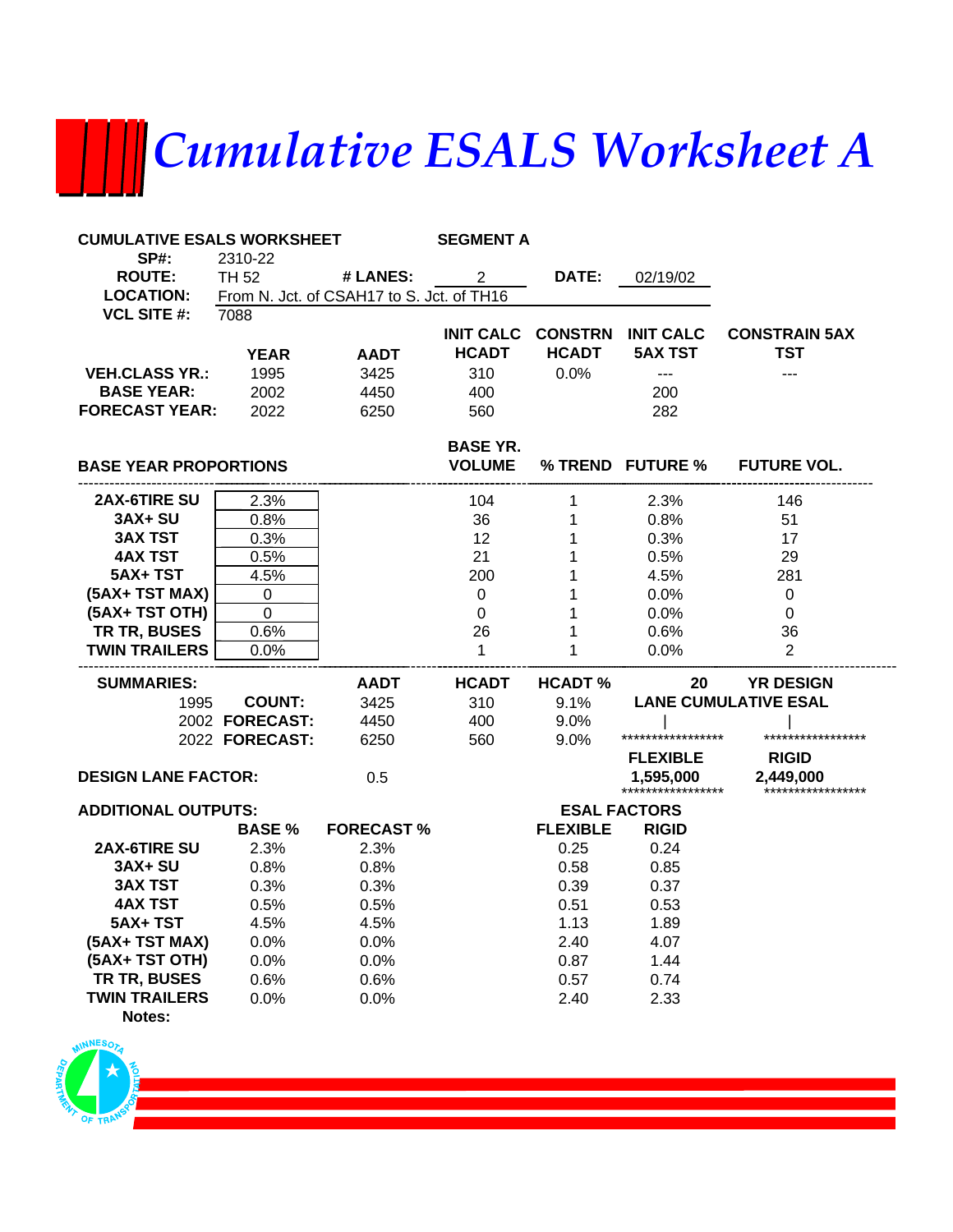# Cumulative ESALS Worksheet A

**CUMULATIVE ESALS WORKSHEET** **SEGMENT A**

**SP#:** 2310-22

**ROUTE:** TH 52 **# LANES:** 2 **DATE:** 02/19/02

**LOCATION:** From N. Jct. of CSAH17 to S. Jct. of TH16

**VCL SITE #:** 7088

| | YEAR | AADT | INIT CALC HCADT | CONSTRN HCADT | INIT CALC 5AX TST | CONSTRAIN 5AX TST |
|---|---|---|---|---|---|---|
| **VEH.CLASS YR.:** | 1995 | 3425 | 310 | 0.0% | --- | --- |
| **BASE YEAR:** | 2002 | 4450 | 400 | | 200 | |
| **FORECAST YEAR:** | 2022 | 6250 | 560 | | 282 | |

| BASE YEAR PROPORTIONS | | BASE YR. VOLUME | % TREND | FUTURE % | FUTURE VOL. |
|---|---|---|---|---|---|
| **2AX-6TIRE SU** | 2.3% | 104 | 1 | 2.3% | 146 |
| **3AX+ SU** | 0.8% | 36 | 1 | 0.8% | 51 |
| **3AX TST** | 0.3% | 12 | 1 | 0.3% | 17 |
| **4AX TST** | 0.5% | 21 | 1 | 0.5% | 29 |
| **5AX+ TST** | 4.5% | 200 | 1 | 4.5% | 281 |
| **(5AX+ TST MAX)** | 0 | 0 | 1 | 0.0% | 0 |
| **(5AX+ TST OTH)** | 0 | 0 | 1 | 0.0% | 0 |
| **TR TR, BUSES** | 0.6% | 26 | 1 | 0.6% | 36 |
| **TWIN TRAILERS** | 0.0% | 1 | 1 | 0.0% | 2 |

| SUMMARIES: | | AADT | HCADT | HCADT % |
|---|---|---|---|---|
| 1995 | COUNT: | 3425 | 310 | 9.1% |
| 2002 | FORECAST: | 4450 | 400 | 9.0% |
| 2022 | FORECAST: | 6250 | 560 | 9.0% |

**20 YR DESIGN LANE CUMULATIVE ESAL**

| FLEXIBLE | RIGID |
|---|---|
| 1,595,000 | 2,449,000 |

**DESIGN LANE FACTOR:** 0.5

**ADDITIONAL OUTPUTS:**

| | BASE % | FORECAST % | ESAL FACTORS FLEXIBLE | ESAL FACTORS RIGID |
|---|---|---|---|---|
| **2AX-6TIRE SU** | 2.3% | 2.3% | 0.25 | 0.24 |
| **3AX+ SU** | 0.8% | 0.8% | 0.58 | 0.85 |
| **3AX TST** | 0.3% | 0.3% | 0.39 | 0.37 |
| **4AX TST** | 0.5% | 0.5% | 0.51 | 0.53 |
| **5AX+ TST** | 4.5% | 4.5% | 1.13 | 1.89 |
| **(5AX+ TST MAX)** | 0.0% | 0.0% | 2.40 | 4.07 |
| **(5AX+ TST OTH)** | 0.0% | 0.0% | 0.87 | 1.44 |
| **TR TR, BUSES** | 0.6% | 0.6% | 0.57 | 0.74 |
| **TWIN TRAILERS** | 0.0% | 0.0% | 2.40 | 2.33 |

**Notes:**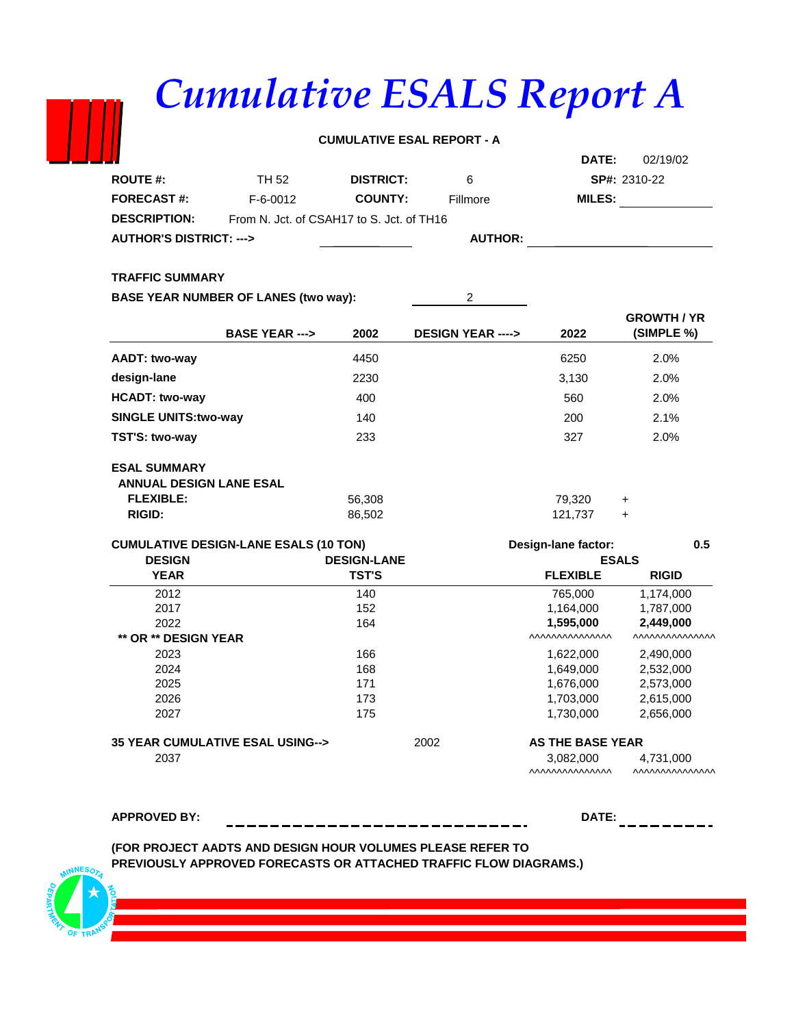# *Cumulative ESALS Report A*

**CUMULATIVE ESAL REPORT - A**

**DATE:** 02/19/02

**ROUTE #:** TH 52 **DISTRICT:** 6 **SP#:** 2310-22

**FORECAST #:** F-6-0012 **COUNTY:** Fillmore **MILES:** ____________

**DESCRIPTION:** From N. Jct. of CSAH17 to S. Jct. of TH16

**AUTHOR'S DISTRICT: --->** ____________ **AUTHOR:** ____________________

**TRAFFIC SUMMARY**

**BASE YEAR NUMBER OF LANES (two way):** 2

| | BASE YEAR ---> 2002 | DESIGN YEAR ----> 2022 | GROWTH / YR (SIMPLE %) |
|---|---|---|---|
| **AADT: two-way** | 4450 | 6250 | 2.0% |
| **design-lane** | 2230 | 3,130 | 2.0% |
| **HCADT: two-way** | 400 | 560 | 2.0% |
| **SINGLE UNITS:two-way** | 140 | 200 | 2.1% |
| **TST'S: two-way** | 233 | 327 | 2.0% |

**ESAL SUMMARY**

**ANNUAL DESIGN LANE ESAL**

| | 2002 | 2022 | |
|---|---|---|---|
| **FLEXIBLE:** | 56,308 | 79,320 | + |
| **RIGID:** | 86,502 | 121,737 | + |

**CUMULATIVE DESIGN-LANE ESALS (10 TON)** **Design-lane factor:** **0.5**

| DESIGN YEAR | DESIGN-LANE TST'S | ESALS FLEXIBLE | ESALS RIGID |
|---|---|---|---|
| 2012 | 140 | 765,000 | 1,174,000 |
| 2017 | 152 | 1,164,000 | 1,787,000 |
| 2022 | 164 | **1,595,000** | **2,449,000** |
| **\*\* OR \*\* DESIGN YEAR** | | ^^^^^^^^^^^^^^^ | ^^^^^^^^^^^^^^^ |
| 2023 | 166 | 1,622,000 | 2,490,000 |
| 2024 | 168 | 1,649,000 | 2,532,000 |
| 2025 | 171 | 1,676,000 | 2,573,000 |
| 2026 | 173 | 1,703,000 | 2,615,000 |
| 2027 | 175 | 1,730,000 | 2,656,000 |

**35 YEAR CUMULATIVE ESAL USING-->** 2002 **AS THE BASE YEAR**

| | FLEXIBLE | RIGID |
|---|---|---|
| 2037 | 3,082,000 | 4,731,000 |
| | ^^^^^^^^^^^^^^^ | ^^^^^^^^^^^^^^^ |

**APPROVED BY:** ____________________________ **DATE:** ________

**(FOR PROJECT AADTS AND DESIGN HOUR VOLUMES PLEASE REFER TO PREVIOUSLY APPROVED FORECASTS OR ATTACHED TRAFFIC FLOW DIAGRAMS.)**

MINNESOTA DEPARTMENT OF TRANSPORTATION